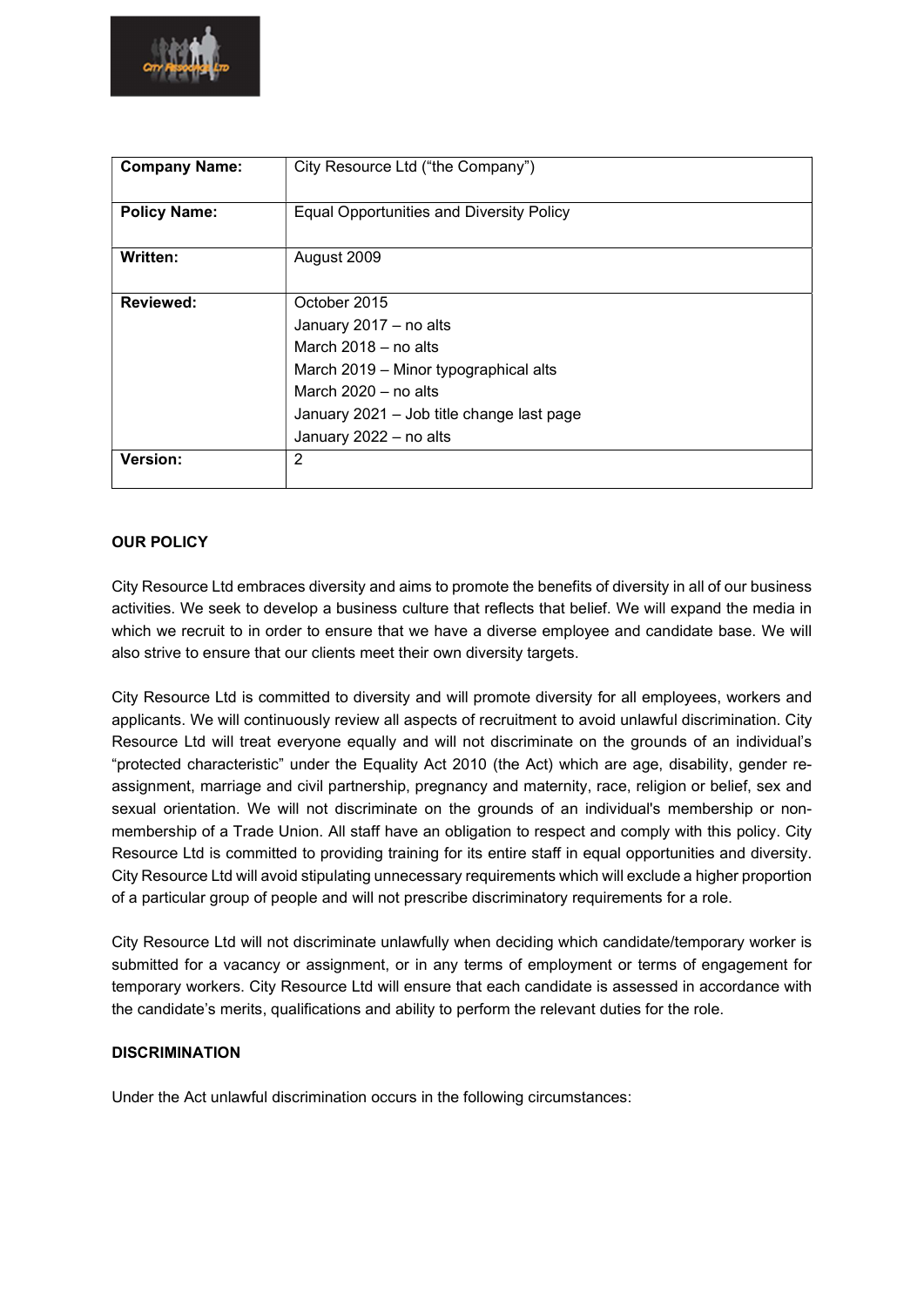| **Company Name:** | City Resource Ltd ("the Company") |
|---|---|
| **Policy Name:** | Equal Opportunities and Diversity Policy |
| **Written:** | August 2009 |
| **Reviewed:** | October 2015<br>January 2017 – no alts<br>March 2018 – no alts<br>March 2019 – Minor typographical alts<br>March 2020 – no alts<br>January 2021 – Job title change last page<br>January 2022 – no alts |
| **Version:** | 2 |

**OUR POLICY**

City Resource Ltd embraces diversity and aims to promote the benefits of diversity in all of our business activities. We seek to develop a business culture that reflects that belief. We will expand the media in which we recruit to in order to ensure that we have a diverse employee and candidate base. We will also strive to ensure that our clients meet their own diversity targets.

City Resource Ltd is committed to diversity and will promote diversity for all employees, workers and applicants. We will continuously review all aspects of recruitment to avoid unlawful discrimination. City Resource Ltd will treat everyone equally and will not discriminate on the grounds of an individual's "protected characteristic" under the Equality Act 2010 (the Act) which are age, disability, gender re-assignment, marriage and civil partnership, pregnancy and maternity, race, religion or belief, sex and sexual orientation. We will not discriminate on the grounds of an individual's membership or non-membership of a Trade Union. All staff have an obligation to respect and comply with this policy. City Resource Ltd is committed to providing training for its entire staff in equal opportunities and diversity. City Resource Ltd will avoid stipulating unnecessary requirements which will exclude a higher proportion of a particular group of people and will not prescribe discriminatory requirements for a role.

City Resource Ltd will not discriminate unlawfully when deciding which candidate/temporary worker is submitted for a vacancy or assignment, or in any terms of employment or terms of engagement for temporary workers. City Resource Ltd will ensure that each candidate is assessed in accordance with the candidate's merits, qualifications and ability to perform the relevant duties for the role.

**DISCRIMINATION**

Under the Act unlawful discrimination occurs in the following circumstances: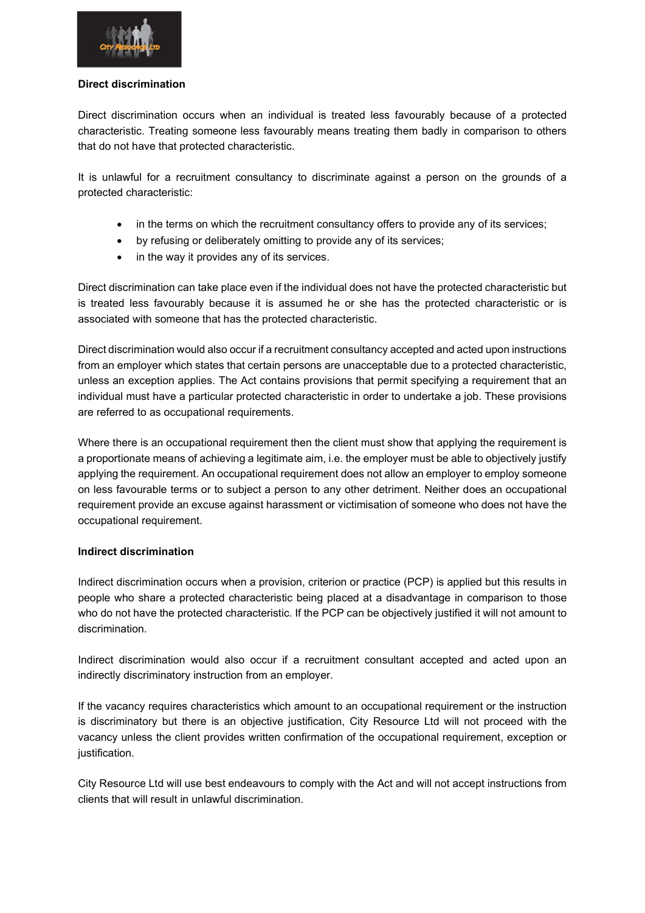**Direct discrimination**

Direct discrimination occurs when an individual is treated less favourably because of a protected characteristic. Treating someone less favourably means treating them badly in comparison to others that do not have that protected characteristic.

It is unlawful for a recruitment consultancy to discriminate against a person on the grounds of a protected characteristic:

- in the terms on which the recruitment consultancy offers to provide any of its services;
- by refusing or deliberately omitting to provide any of its services;
- in the way it provides any of its services.

Direct discrimination can take place even if the individual does not have the protected characteristic but is treated less favourably because it is assumed he or she has the protected characteristic or is associated with someone that has the protected characteristic.

Direct discrimination would also occur if a recruitment consultancy accepted and acted upon instructions from an employer which states that certain persons are unacceptable due to a protected characteristic, unless an exception applies. The Act contains provisions that permit specifying a requirement that an individual must have a particular protected characteristic in order to undertake a job. These provisions are referred to as occupational requirements.

Where there is an occupational requirement then the client must show that applying the requirement is a proportionate means of achieving a legitimate aim, i.e. the employer must be able to objectively justify applying the requirement. An occupational requirement does not allow an employer to employ someone on less favourable terms or to subject a person to any other detriment. Neither does an occupational requirement provide an excuse against harassment or victimisation of someone who does not have the occupational requirement.

**Indirect discrimination**

Indirect discrimination occurs when a provision, criterion or practice (PCP) is applied but this results in people who share a protected characteristic being placed at a disadvantage in comparison to those who do not have the protected characteristic. If the PCP can be objectively justified it will not amount to discrimination.

Indirect discrimination would also occur if a recruitment consultant accepted and acted upon an indirectly discriminatory instruction from an employer.

If the vacancy requires characteristics which amount to an occupational requirement or the instruction is discriminatory but there is an objective justification, City Resource Ltd will not proceed with the vacancy unless the client provides written confirmation of the occupational requirement, exception or justification.

City Resource Ltd will use best endeavours to comply with the Act and will not accept instructions from clients that will result in unlawful discrimination.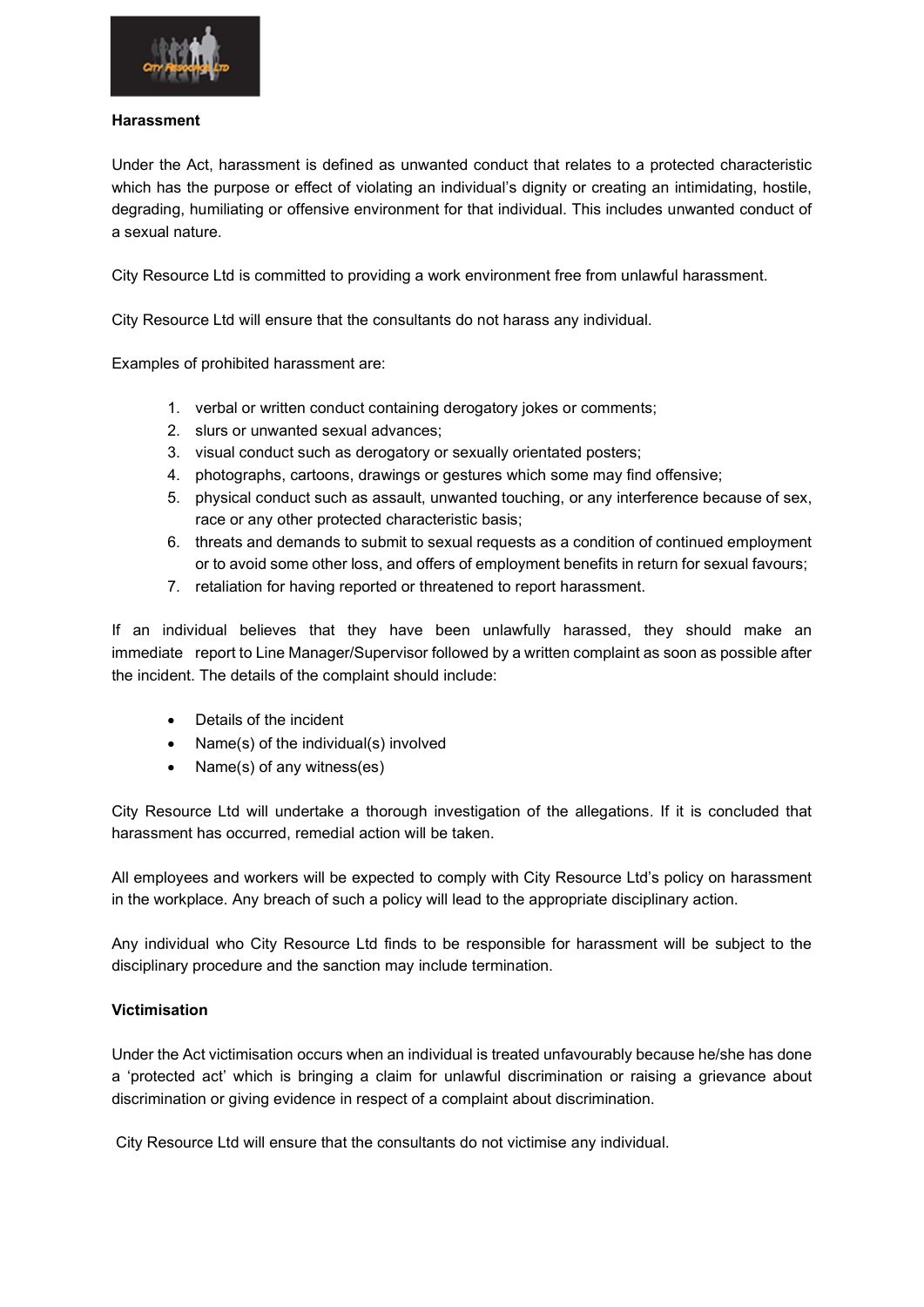**Harassment**

Under the Act, harassment is defined as unwanted conduct that relates to a protected characteristic which has the purpose or effect of violating an individual's dignity or creating an intimidating, hostile, degrading, humiliating or offensive environment for that individual. This includes unwanted conduct of a sexual nature.

City Resource Ltd is committed to providing a work environment free from unlawful harassment.

City Resource Ltd will ensure that the consultants do not harass any individual.

Examples of prohibited harassment are:

1. verbal or written conduct containing derogatory jokes or comments;
2. slurs or unwanted sexual advances;
3. visual conduct such as derogatory or sexually orientated posters;
4. photographs, cartoons, drawings or gestures which some may find offensive;
5. physical conduct such as assault, unwanted touching, or any interference because of sex, race or any other protected characteristic basis;
6. threats and demands to submit to sexual requests as a condition of continued employment or to avoid some other loss, and offers of employment benefits in return for sexual favours;
7. retaliation for having reported or threatened to report harassment.

If an individual believes that they have been unlawfully harassed, they should make an immediate report to Line Manager/Supervisor followed by a written complaint as soon as possible after the incident. The details of the complaint should include:

- Details of the incident
- Name(s) of the individual(s) involved
- Name(s) of any witness(es)

City Resource Ltd will undertake a thorough investigation of the allegations. If it is concluded that harassment has occurred, remedial action will be taken.

All employees and workers will be expected to comply with City Resource Ltd's policy on harassment in the workplace. Any breach of such a policy will lead to the appropriate disciplinary action.

Any individual who City Resource Ltd finds to be responsible for harassment will be subject to the disciplinary procedure and the sanction may include termination.

**Victimisation**

Under the Act victimisation occurs when an individual is treated unfavourably because he/she has done a 'protected act' which is bringing a claim for unlawful discrimination or raising a grievance about discrimination or giving evidence in respect of a complaint about discrimination.

City Resource Ltd will ensure that the consultants do not victimise any individual.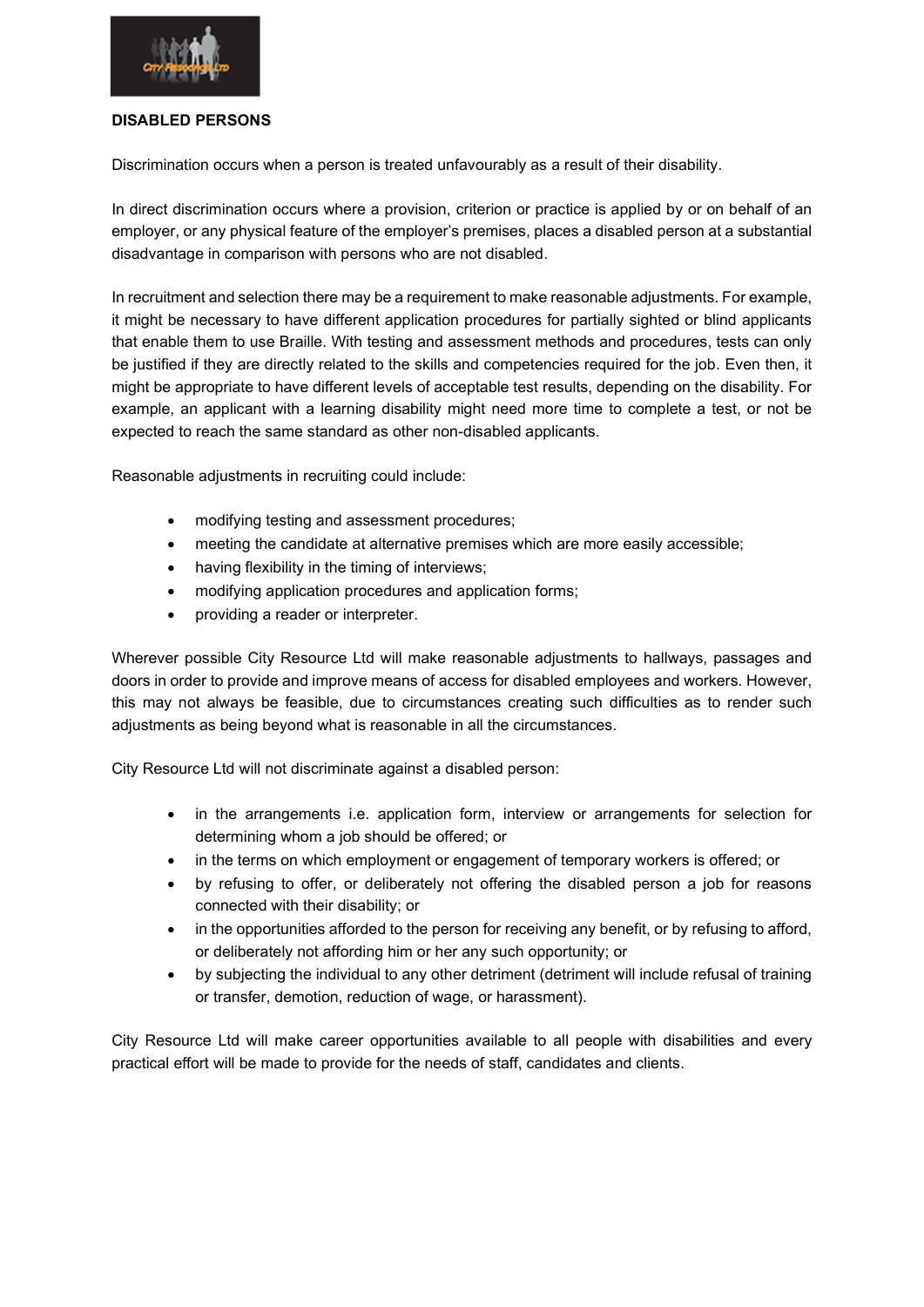**DISABLED PERSONS**

Discrimination occurs when a person is treated unfavourably as a result of their disability.

In direct discrimination occurs where a provision, criterion or practice is applied by or on behalf of an employer, or any physical feature of the employer's premises, places a disabled person at a substantial disadvantage in comparison with persons who are not disabled.

In recruitment and selection there may be a requirement to make reasonable adjustments. For example, it might be necessary to have different application procedures for partially sighted or blind applicants that enable them to use Braille. With testing and assessment methods and procedures, tests can only be justified if they are directly related to the skills and competencies required for the job. Even then, it might be appropriate to have different levels of acceptable test results, depending on the disability. For example, an applicant with a learning disability might need more time to complete a test, or not be expected to reach the same standard as other non-disabled applicants.

Reasonable adjustments in recruiting could include:

- modifying testing and assessment procedures;
- meeting the candidate at alternative premises which are more easily accessible;
- having flexibility in the timing of interviews;
- modifying application procedures and application forms;
- providing a reader or interpreter.

Wherever possible City Resource Ltd will make reasonable adjustments to hallways, passages and doors in order to provide and improve means of access for disabled employees and workers. However, this may not always be feasible, due to circumstances creating such difficulties as to render such adjustments as being beyond what is reasonable in all the circumstances.

City Resource Ltd will not discriminate against a disabled person:

- in the arrangements i.e. application form, interview or arrangements for selection for determining whom a job should be offered; or
- in the terms on which employment or engagement of temporary workers is offered; or
- by refusing to offer, or deliberately not offering the disabled person a job for reasons connected with their disability; or
- in the opportunities afforded to the person for receiving any benefit, or by refusing to afford, or deliberately not affording him or her any such opportunity; or
- by subjecting the individual to any other detriment (detriment will include refusal of training or transfer, demotion, reduction of wage, or harassment).

City Resource Ltd will make career opportunities available to all people with disabilities and every practical effort will be made to provide for the needs of staff, candidates and clients.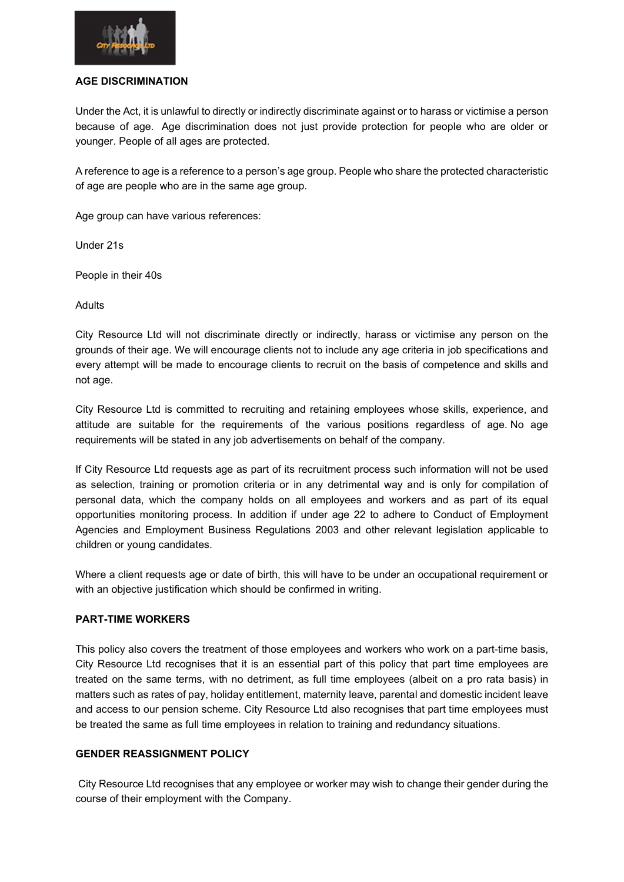## AGE DISCRIMINATION

Under the Act, it is unlawful to directly or indirectly discriminate against or to harass or victimise a person because of age. Age discrimination does not just provide protection for people who are older or younger. People of all ages are protected.

A reference to age is a reference to a person's age group. People who share the protected characteristic of age are people who are in the same age group.

Age group can have various references:

Under 21s

People in their 40s

Adults

City Resource Ltd will not discriminate directly or indirectly, harass or victimise any person on the grounds of their age. We will encourage clients not to include any age criteria in job specifications and every attempt will be made to encourage clients to recruit on the basis of competence and skills and not age.

City Resource Ltd is committed to recruiting and retaining employees whose skills, experience, and attitude are suitable for the requirements of the various positions regardless of age. No age requirements will be stated in any job advertisements on behalf of the company.

If City Resource Ltd requests age as part of its recruitment process such information will not be used as selection, training or promotion criteria or in any detrimental way and is only for compilation of personal data, which the company holds on all employees and workers and as part of its equal opportunities monitoring process. In addition if under age 22 to adhere to Conduct of Employment Agencies and Employment Business Regulations 2003 and other relevant legislation applicable to children or young candidates.

Where a client requests age or date of birth, this will have to be under an occupational requirement or with an objective justification which should be confirmed in writing.

## PART-TIME WORKERS

This policy also covers the treatment of those employees and workers who work on a part-time basis, City Resource Ltd recognises that it is an essential part of this policy that part time employees are treated on the same terms, with no detriment, as full time employees (albeit on a pro rata basis) in matters such as rates of pay, holiday entitlement, maternity leave, parental and domestic incident leave and access to our pension scheme. City Resource Ltd also recognises that part time employees must be treated the same as full time employees in relation to training and redundancy situations.

## GENDER REASSIGNMENT POLICY

City Resource Ltd recognises that any employee or worker may wish to change their gender during the course of their employment with the Company.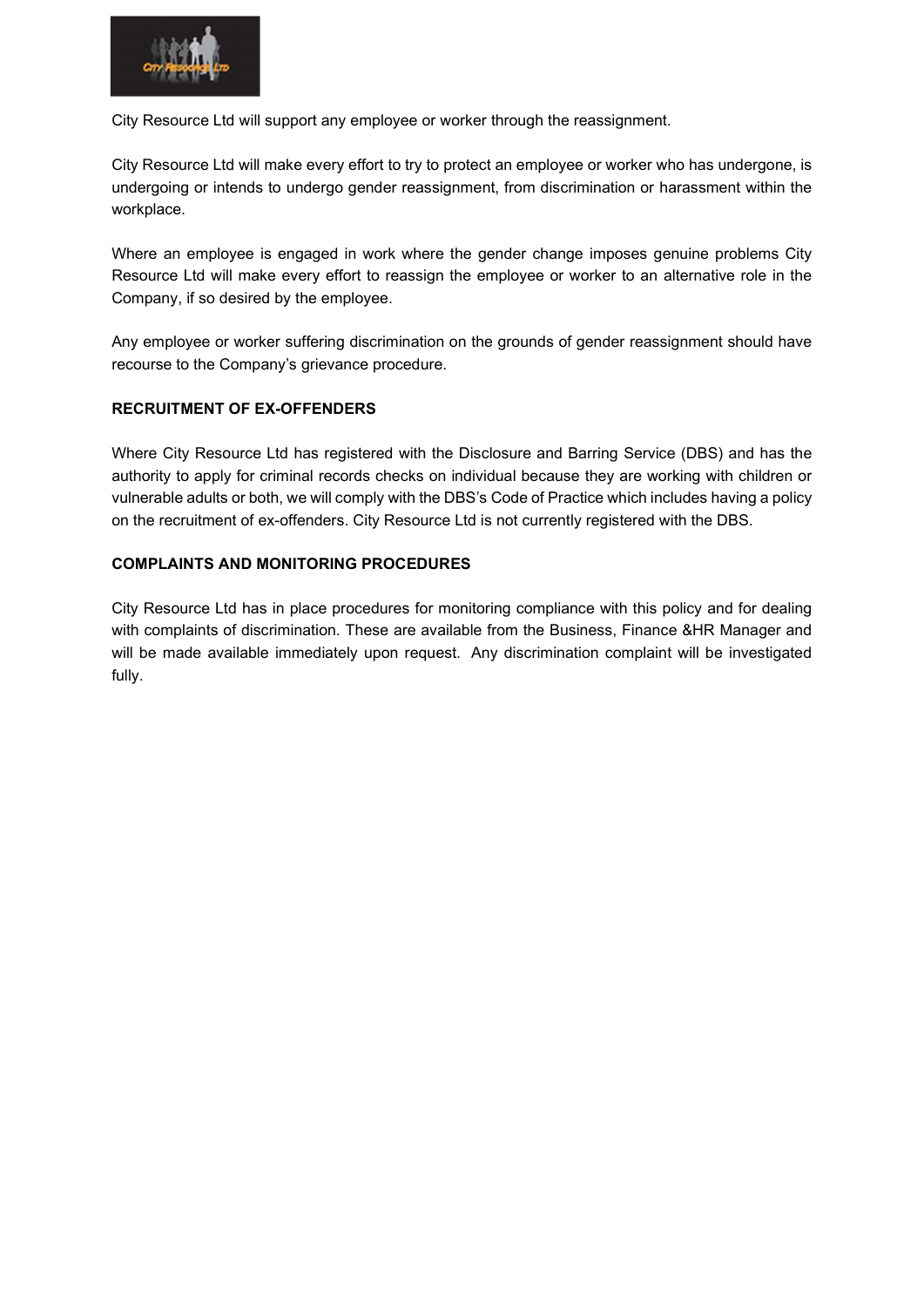City Resource Ltd will support any employee or worker through the reassignment.

City Resource Ltd will make every effort to try to protect an employee or worker who has undergone, is undergoing or intends to undergo gender reassignment, from discrimination or harassment within the workplace.

Where an employee is engaged in work where the gender change imposes genuine problems City Resource Ltd will make every effort to reassign the employee or worker to an alternative role in the Company, if so desired by the employee.

Any employee or worker suffering discrimination on the grounds of gender reassignment should have recourse to the Company's grievance procedure.

**RECRUITMENT OF EX-OFFENDERS**

Where City Resource Ltd has registered with the Disclosure and Barring Service (DBS) and has the authority to apply for criminal records checks on individual because they are working with children or vulnerable adults or both, we will comply with the DBS's Code of Practice which includes having a policy on the recruitment of ex-offenders. City Resource Ltd is not currently registered with the DBS.

**COMPLAINTS AND MONITORING PROCEDURES**

City Resource Ltd has in place procedures for monitoring compliance with this policy and for dealing with complaints of discrimination. These are available from the Business, Finance &HR Manager and will be made available immediately upon request. Any discrimination complaint will be investigated fully.